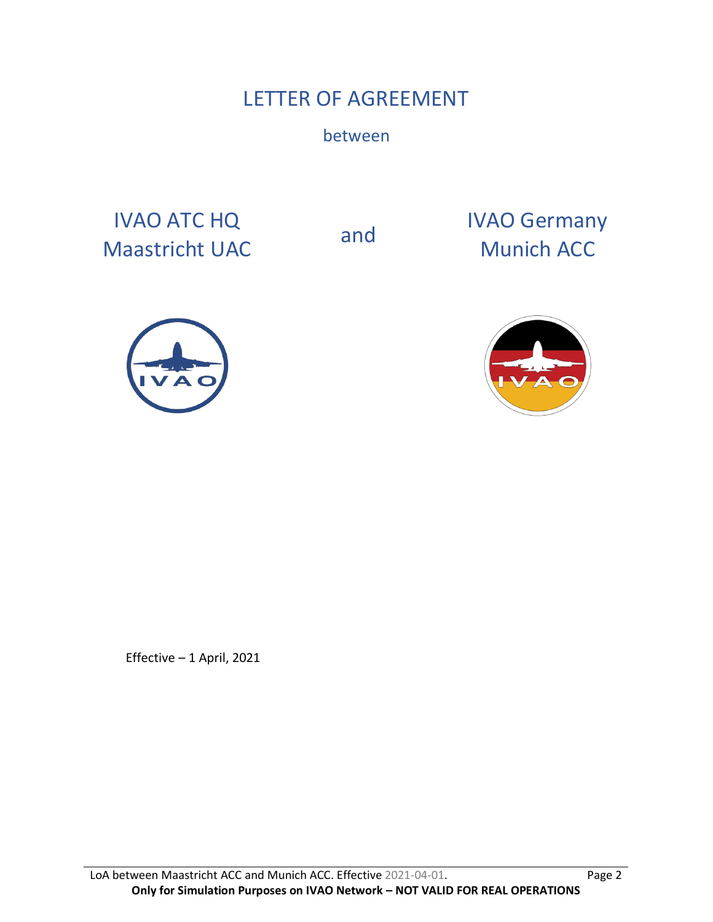# LETTER OF AGREEMENT

between

IVAO ATC HQ
Maastricht UAC

and

IVAO Germany
Munich ACC

Effective – 1 April, 2021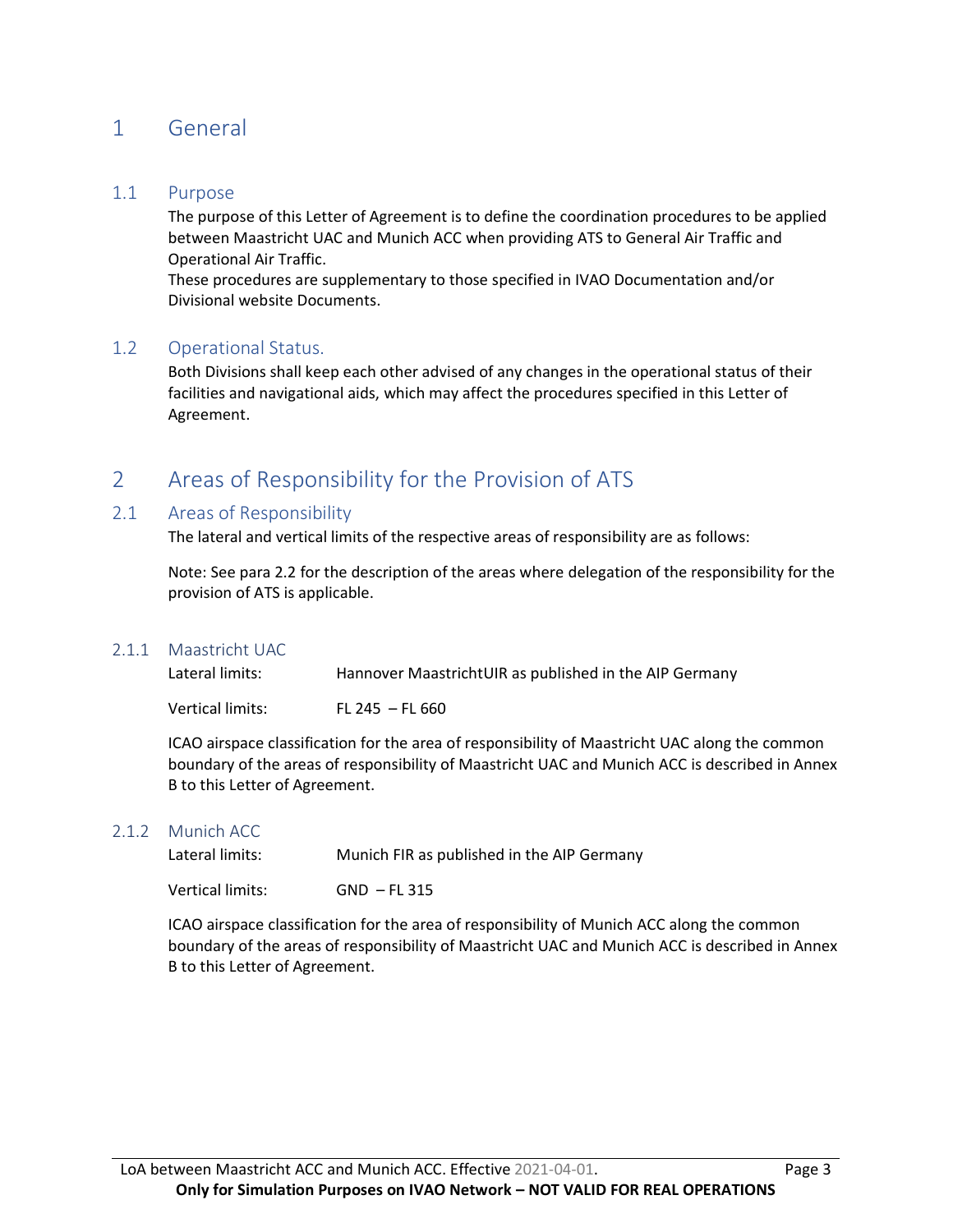# 1 General

## 1.1 Purpose

The purpose of this Letter of Agreement is to define the coordination procedures to be applied between Maastricht UAC and Munich ACC when providing ATS to General Air Traffic and Operational Air Traffic.
These procedures are supplementary to those specified in IVAO Documentation and/or Divisional website Documents.

## 1.2 Operational Status.

Both Divisions shall keep each other advised of any changes in the operational status of their facilities and navigational aids, which may affect the procedures specified in this Letter of Agreement.

# 2 Areas of Responsibility for the Provision of ATS

## 2.1 Areas of Responsibility

The lateral and vertical limits of the respective areas of responsibility are as follows:

Note: See para 2.2 for the description of the areas where delegation of the responsibility for the provision of ATS is applicable.

### 2.1.1 Maastricht UAC

Lateral limits: Hannover MaastrichtUIR as published in the AIP Germany

Vertical limits: FL 245 – FL 660

ICAO airspace classification for the area of responsibility of Maastricht UAC along the common boundary of the areas of responsibility of Maastricht UAC and Munich ACC is described in Annex B to this Letter of Agreement.

### 2.1.2 Munich ACC

Lateral limits: Munich FIR as published in the AIP Germany

Vertical limits: GND – FL 315

ICAO airspace classification for the area of responsibility of Munich ACC along the common boundary of the areas of responsibility of Maastricht UAC and Munich ACC is described in Annex B to this Letter of Agreement.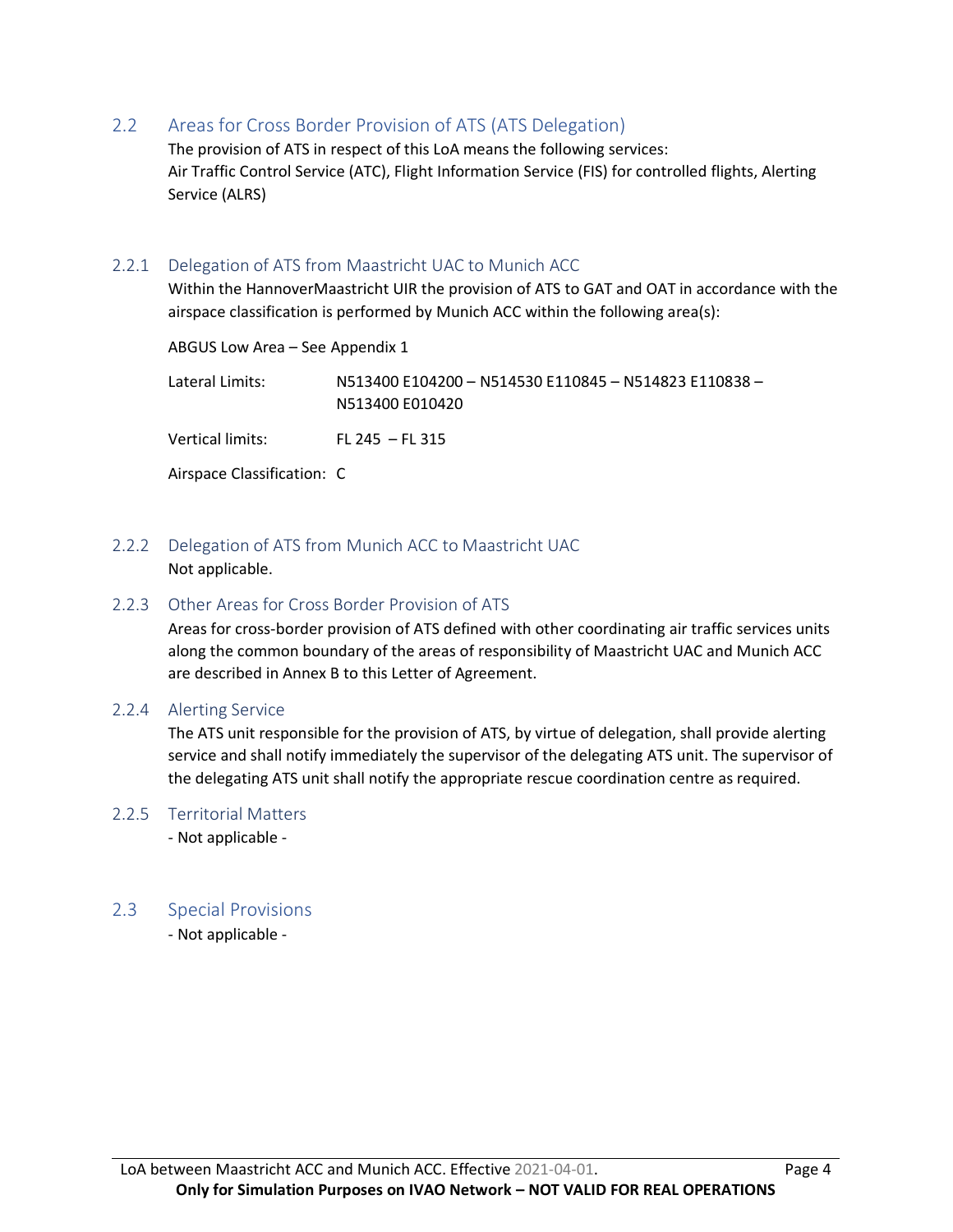## 2.2 Areas for Cross Border Provision of ATS (ATS Delegation)

The provision of ATS in respect of this LoA means the following services:
Air Traffic Control Service (ATC), Flight Information Service (FIS) for controlled flights, Alerting Service (ALRS)

### 2.2.1 Delegation of ATS from Maastricht UAC to Munich ACC

Within the HannoverMaastricht UIR the provision of ATS to GAT and OAT in accordance with the airspace classification is performed by Munich ACC within the following area(s):

ABGUS Low Area – See Appendix 1

Lateral Limits: N513400 E104200 – N514530 E110845 – N514823 E110838 – N513400 E010420

Vertical limits: FL 245 – FL 315

Airspace Classification: C

### 2.2.2 Delegation of ATS from Munich ACC to Maastricht UAC

Not applicable.

### 2.2.3 Other Areas for Cross Border Provision of ATS

Areas for cross-border provision of ATS defined with other coordinating air traffic services units along the common boundary of the areas of responsibility of Maastricht UAC and Munich ACC are described in Annex B to this Letter of Agreement.

### 2.2.4 Alerting Service

The ATS unit responsible for the provision of ATS, by virtue of delegation, shall provide alerting service and shall notify immediately the supervisor of the delegating ATS unit. The supervisor of the delegating ATS unit shall notify the appropriate rescue coordination centre as required.

### 2.2.5 Territorial Matters

- Not applicable -

## 2.3 Special Provisions

- Not applicable -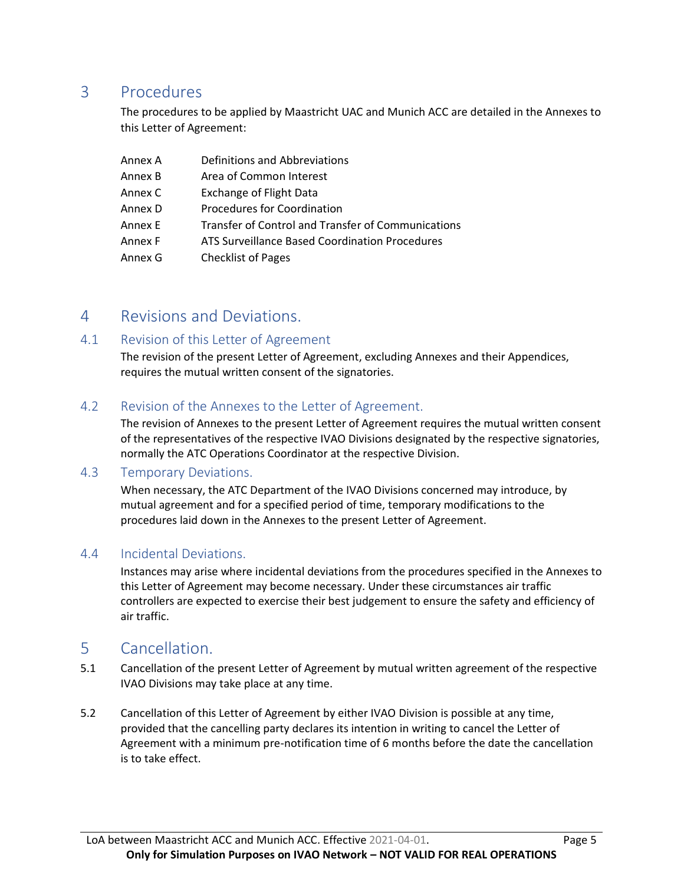# 3 Procedures

The procedures to be applied by Maastricht UAC and Munich ACC are detailed in the Annexes to this Letter of Agreement:

| | |
|---|---|
| Annex A | Definitions and Abbreviations |
| Annex B | Area of Common Interest |
| Annex C | Exchange of Flight Data |
| Annex D | Procedures for Coordination |
| Annex E | Transfer of Control and Transfer of Communications |
| Annex F | ATS Surveillance Based Coordination Procedures |
| Annex G | Checklist of Pages |

# 4 Revisions and Deviations.

## 4.1 Revision of this Letter of Agreement

The revision of the present Letter of Agreement, excluding Annexes and their Appendices, requires the mutual written consent of the signatories.

## 4.2 Revision of the Annexes to the Letter of Agreement.

The revision of Annexes to the present Letter of Agreement requires the mutual written consent of the representatives of the respective IVAO Divisions designated by the respective signatories, normally the ATC Operations Coordinator at the respective Division.

## 4.3 Temporary Deviations.

When necessary, the ATC Department of the IVAO Divisions concerned may introduce, by mutual agreement and for a specified period of time, temporary modifications to the procedures laid down in the Annexes to the present Letter of Agreement.

## 4.4 Incidental Deviations.

Instances may arise where incidental deviations from the procedures specified in the Annexes to this Letter of Agreement may become necessary. Under these circumstances air traffic controllers are expected to exercise their best judgement to ensure the safety and efficiency of air traffic.

# 5 Cancellation.

5.1 Cancellation of the present Letter of Agreement by mutual written agreement of the respective IVAO Divisions may take place at any time.

5.2 Cancellation of this Letter of Agreement by either IVAO Division is possible at any time, provided that the cancelling party declares its intention in writing to cancel the Letter of Agreement with a minimum pre-notification time of 6 months before the date the cancellation is to take effect.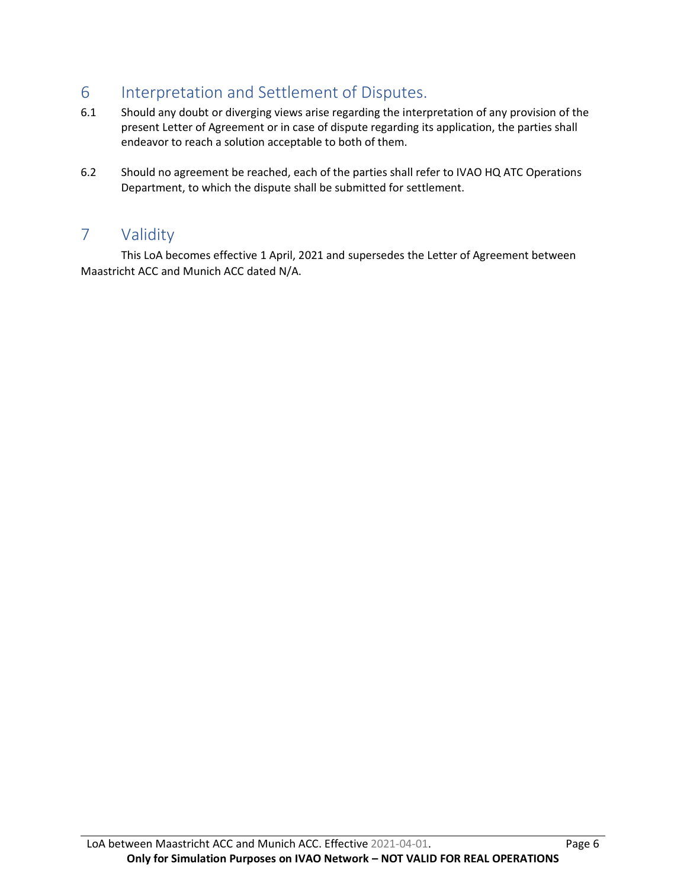# 6 Interpretation and Settlement of Disputes.

6.1 Should any doubt or diverging views arise regarding the interpretation of any provision of the present Letter of Agreement or in case of dispute regarding its application, the parties shall endeavor to reach a solution acceptable to both of them.

6.2 Should no agreement be reached, each of the parties shall refer to IVAO HQ ATC Operations Department, to which the dispute shall be submitted for settlement.

# 7 Validity

This LoA becomes effective 1 April, 2021 and supersedes the Letter of Agreement between Maastricht ACC and Munich ACC dated N/A.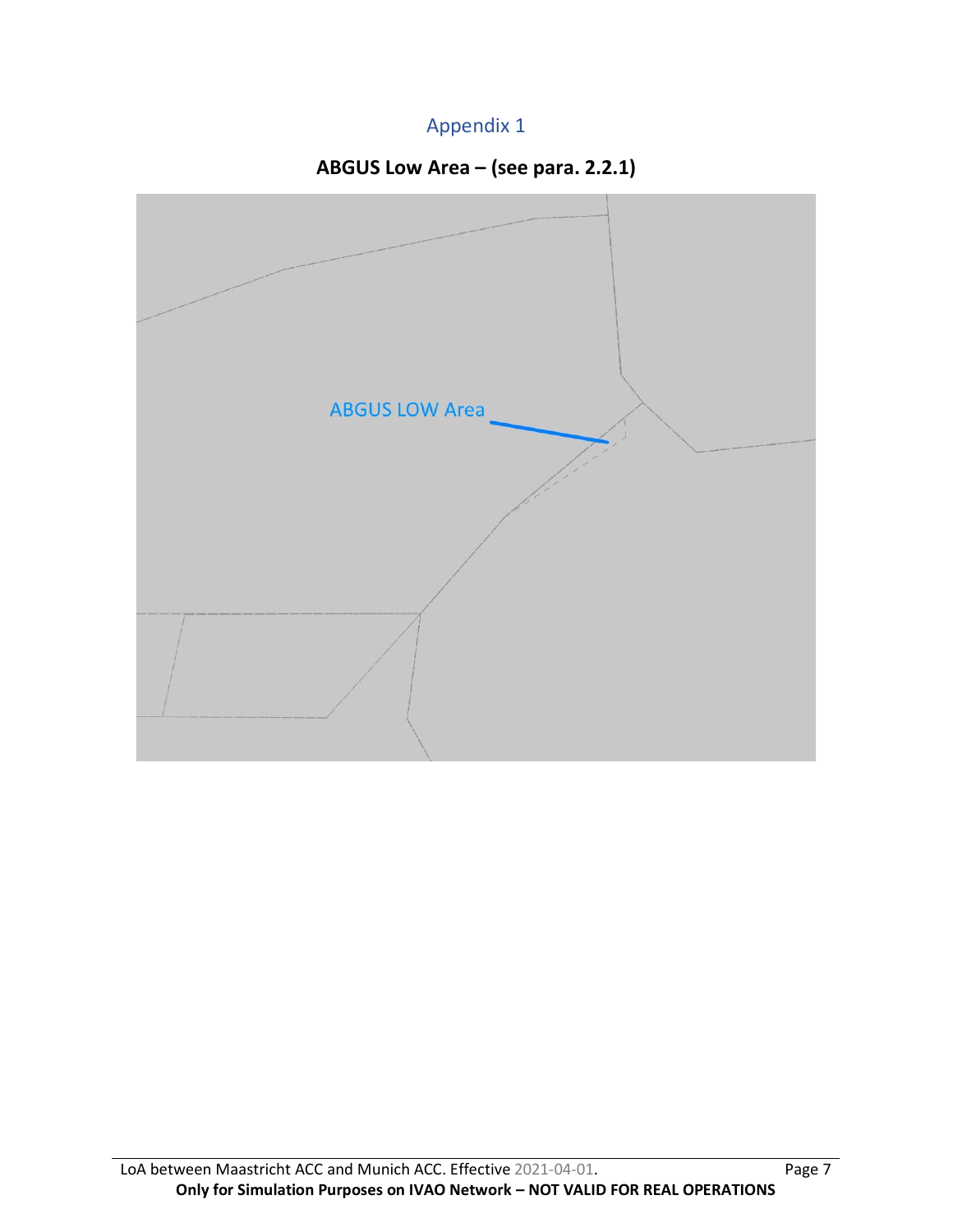# Appendix 1

## ABGUS Low Area – (see para. 2.2.1)

ABGUS LOW Area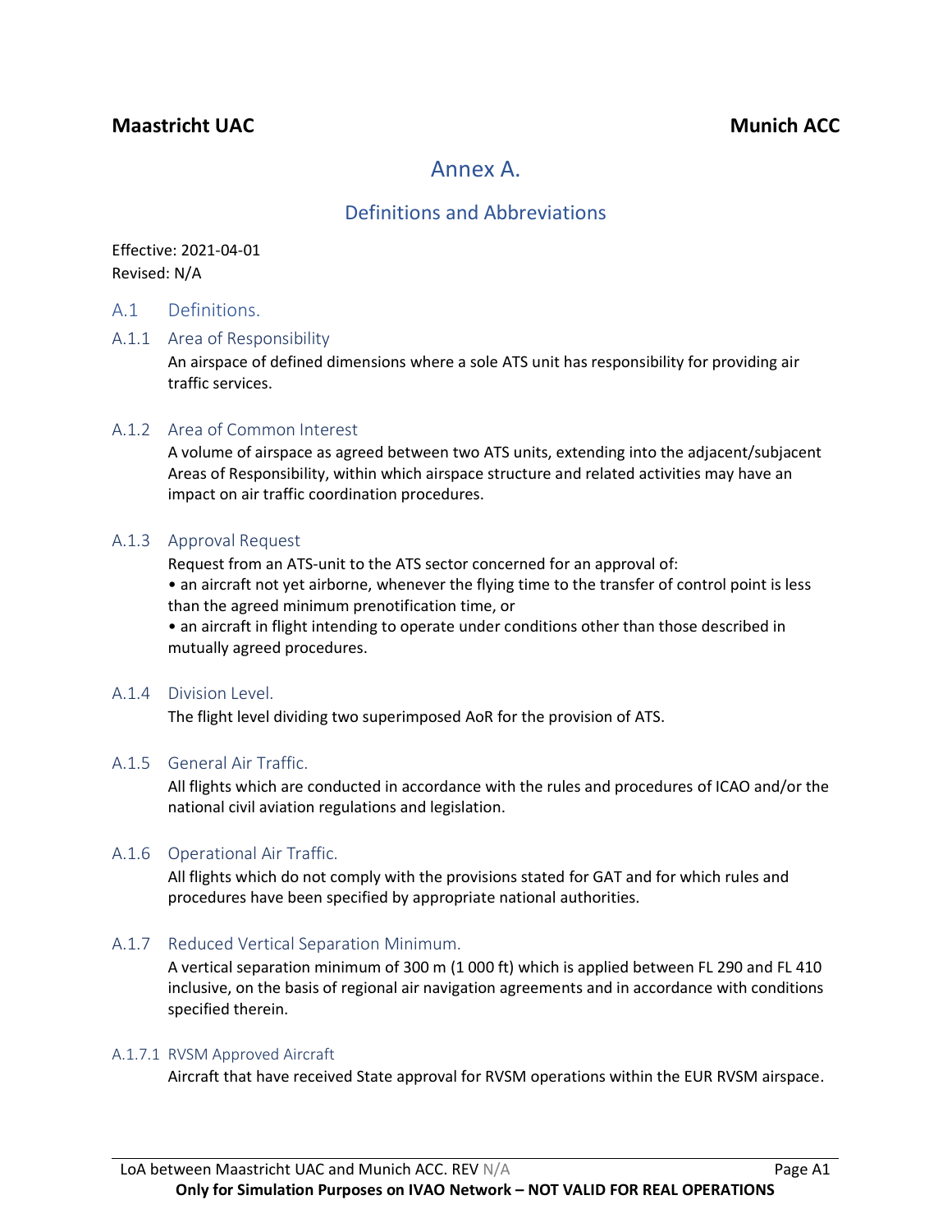**Maastricht UAC** **Munich ACC**

# Annex A.

## Definitions and Abbreviations

Effective: 2021-04-01
Revised: N/A

## A.1 Definitions.

### A.1.1 Area of Responsibility

An airspace of defined dimensions where a sole ATS unit has responsibility for providing air traffic services.

### A.1.2 Area of Common Interest

A volume of airspace as agreed between two ATS units, extending into the adjacent/subjacent Areas of Responsibility, within which airspace structure and related activities may have an impact on air traffic coordination procedures.

### A.1.3 Approval Request

Request from an ATS-unit to the ATS sector concerned for an approval of:
• an aircraft not yet airborne, whenever the flying time to the transfer of control point is less than the agreed minimum prenotification time, or
• an aircraft in flight intending to operate under conditions other than those described in mutually agreed procedures.

### A.1.4 Division Level.

The flight level dividing two superimposed AoR for the provision of ATS.

### A.1.5 General Air Traffic.

All flights which are conducted in accordance with the rules and procedures of ICAO and/or the national civil aviation regulations and legislation.

### A.1.6 Operational Air Traffic.

All flights which do not comply with the provisions stated for GAT and for which rules and procedures have been specified by appropriate national authorities.

### A.1.7 Reduced Vertical Separation Minimum.

A vertical separation minimum of 300 m (1 000 ft) which is applied between FL 290 and FL 410 inclusive, on the basis of regional air navigation agreements and in accordance with conditions specified therein.

#### A.1.7.1 RVSM Approved Aircraft

Aircraft that have received State approval for RVSM operations within the EUR RVSM airspace.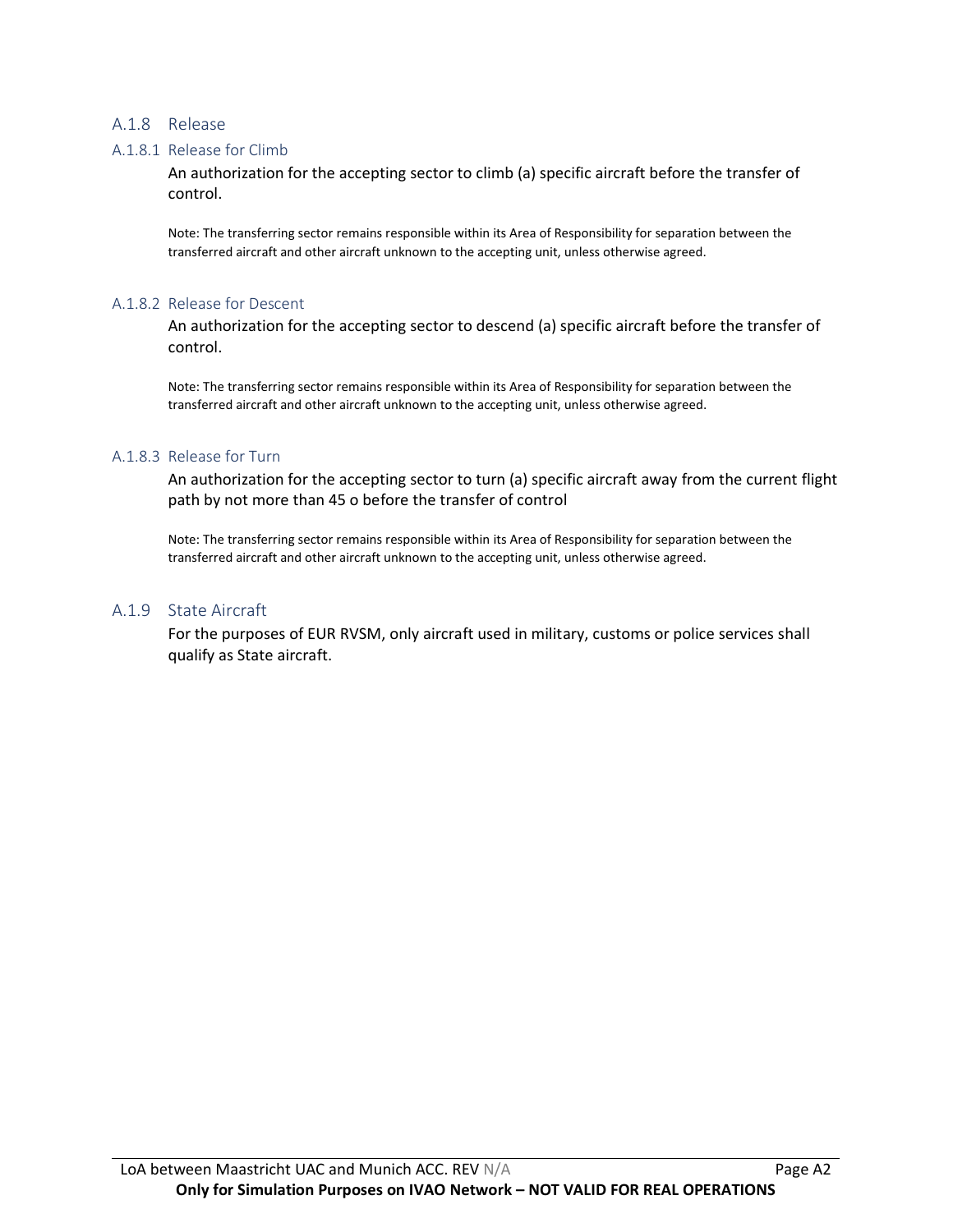### A.1.8 Release

#### A.1.8.1 Release for Climb

An authorization for the accepting sector to climb (a) specific aircraft before the transfer of control.

Note: The transferring sector remains responsible within its Area of Responsibility for separation between the transferred aircraft and other aircraft unknown to the accepting unit, unless otherwise agreed.

#### A.1.8.2 Release for Descent

An authorization for the accepting sector to descend (a) specific aircraft before the transfer of control.

Note: The transferring sector remains responsible within its Area of Responsibility for separation between the transferred aircraft and other aircraft unknown to the accepting unit, unless otherwise agreed.

#### A.1.8.3 Release for Turn

An authorization for the accepting sector to turn (a) specific aircraft away from the current flight path by not more than 45 o before the transfer of control

Note: The transferring sector remains responsible within its Area of Responsibility for separation between the transferred aircraft and other aircraft unknown to the accepting unit, unless otherwise agreed.

### A.1.9 State Aircraft

For the purposes of EUR RVSM, only aircraft used in military, customs or police services shall qualify as State aircraft.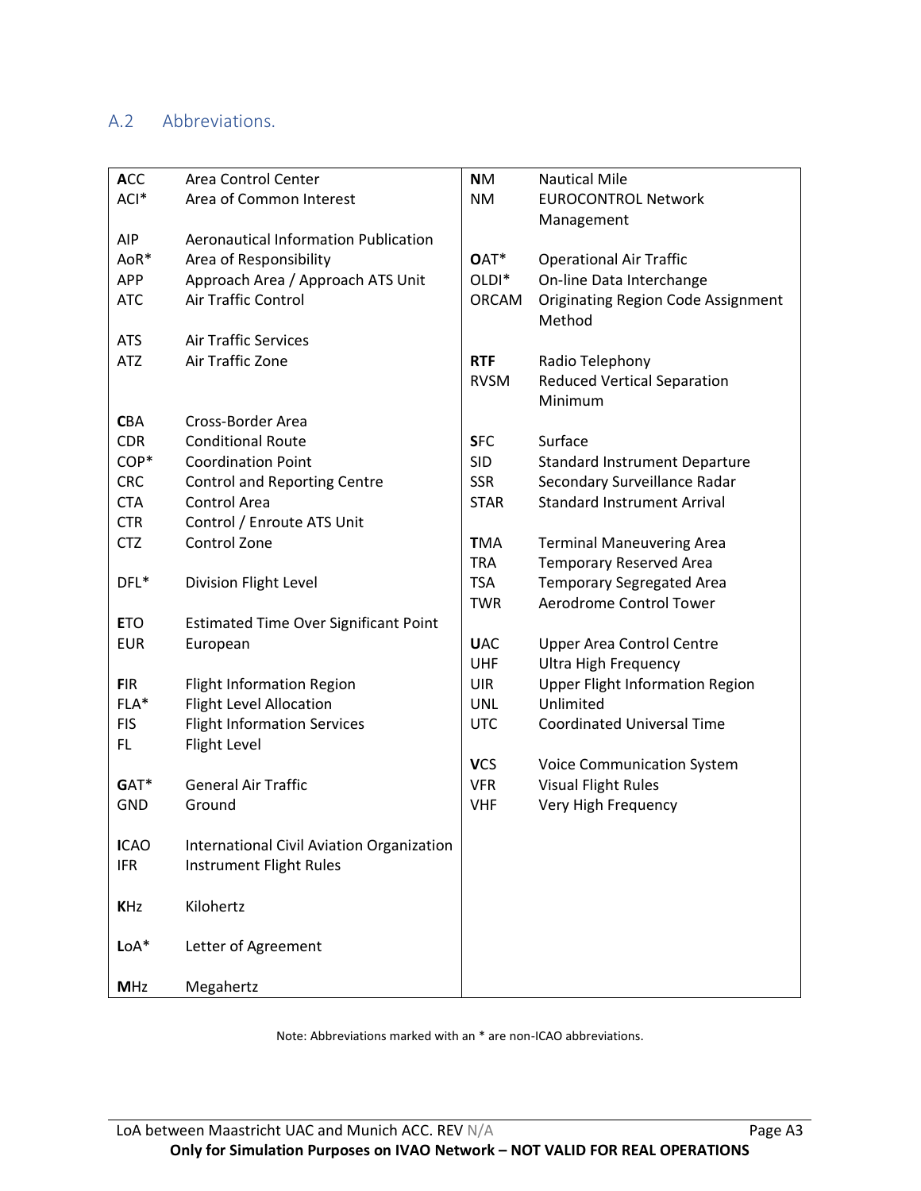## A.2 Abbreviations.

| | |
|---|---|
| **A**CC | Area Control Center |
| ACI* | Area of Common Interest |
| AIP | Aeronautical Information Publication |
| AoR* | Area of Responsibility |
| APP | Approach Area / Approach ATS Unit |
| ATC | Air Traffic Control |
| ATS | Air Traffic Services |
| ATZ | Air Traffic Zone |
| **C**BA | Cross-Border Area |
| CDR | Conditional Route |
| COP* | Coordination Point |
| CRC | Control and Reporting Centre |
| CTA | Control Area |
| CTR | Control / Enroute ATS Unit |
| CTZ | Control Zone |
| DFL* | Division Flight Level |
| **E**TO | Estimated Time Over Significant Point |
| EUR | European |
| **F**IR | Flight Information Region |
| FLA* | Flight Level Allocation |
| FIS | Flight Information Services |
| FL | Flight Level |
| **G**AT* | General Air Traffic |
| GND | Ground |
| **I**CAO | International Civil Aviation Organization |
| IFR | Instrument Flight Rules |
| **K**Hz | Kilohertz |
| **L**oA* | Letter of Agreement |
| **M**Hz | Megahertz |
| **N**M | Nautical Mile |
| NM | EUROCONTROL Network Management |
| **O**AT* | Operational Air Traffic |
| OLDI* | On-line Data Interchange |
| ORCAM | Originating Region Code Assignment Method |
| **RTF** | Radio Telephony |
| RVSM | Reduced Vertical Separation Minimum |
| **S**FC | Surface |
| SID | Standard Instrument Departure |
| SSR | Secondary Surveillance Radar |
| STAR | Standard Instrument Arrival |
| **T**MA | Terminal Maneuvering Area |
| TRA | Temporary Reserved Area |
| TSA | Temporary Segregated Area |
| TWR | Aerodrome Control Tower |
| **U**AC | Upper Area Control Centre |
| UHF | Ultra High Frequency |
| UIR | Upper Flight Information Region |
| UNL | Unlimited |
| UTC | Coordinated Universal Time |
| **V**CS | Voice Communication System |
| VFR | Visual Flight Rules |
| VHF | Very High Frequency |

Note: Abbreviations marked with an * are non-ICAO abbreviations.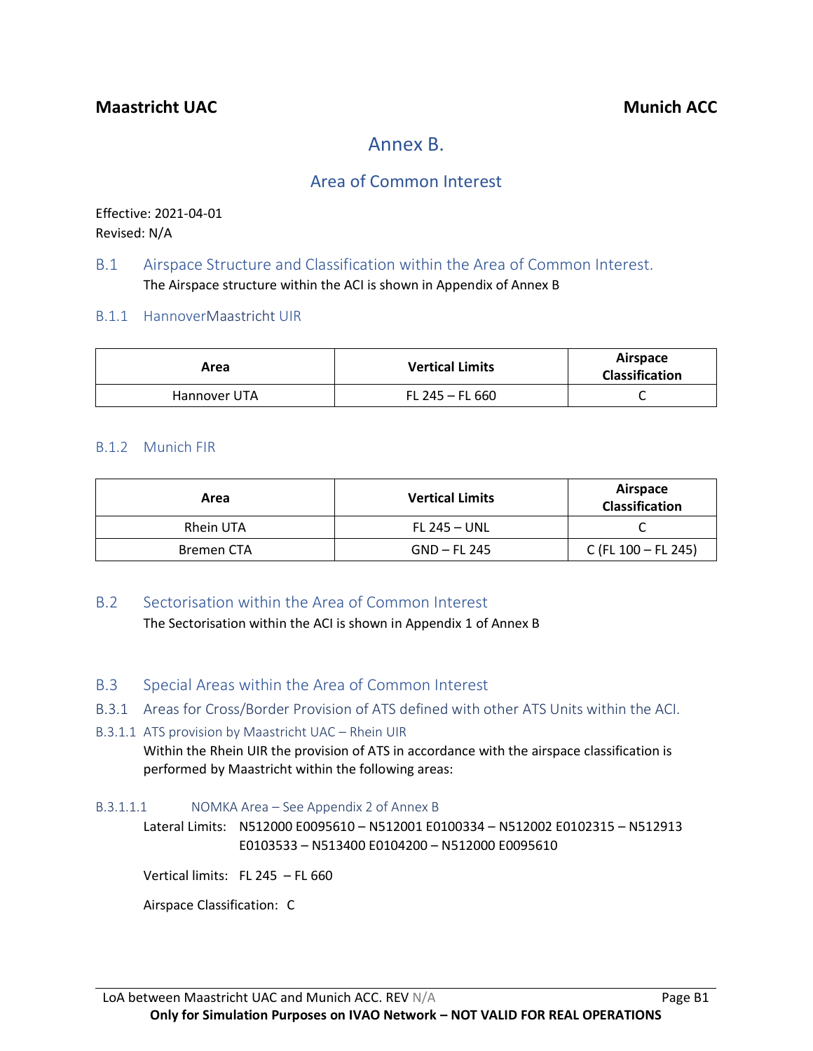# Annex B.

## Area of Common Interest

Effective: 2021-04-01
Revised: N/A

## B.1 Airspace Structure and Classification within the Area of Common Interest.

The Airspace structure within the ACI is shown in Appendix of Annex B

### B.1.1 HannoverMaastricht UIR

| Area | Vertical Limits | Airspace Classification |
|---|---|---|
| Hannover UTA | FL 245 – FL 660 | C |

### B.1.2 Munich FIR

| Area | Vertical Limits | Airspace Classification |
|---|---|---|
| Rhein UTA | FL 245 – UNL | C |
| Bremen CTA | GND – FL 245 | C (FL 100 – FL 245) |

## B.2 Sectorisation within the Area of Common Interest

The Sectorisation within the ACI is shown in Appendix 1 of Annex B

## B.3 Special Areas within the Area of Common Interest

### B.3.1 Areas for Cross/Border Provision of ATS defined with other ATS Units within the ACI.

#### B.3.1.1 ATS provision by Maastricht UAC – Rhein UIR

Within the Rhein UIR the provision of ATS in accordance with the airspace classification is performed by Maastricht within the following areas:

##### B.3.1.1.1 NOMKA Area – See Appendix 2 of Annex B

Lateral Limits: N512000 E0095610 – N512001 E0100334 – N512002 E0102315 – N512913 E0103533 – N513400 E0104200 – N512000 E0095610

Vertical limits: FL 245 – FL 660

Airspace Classification: C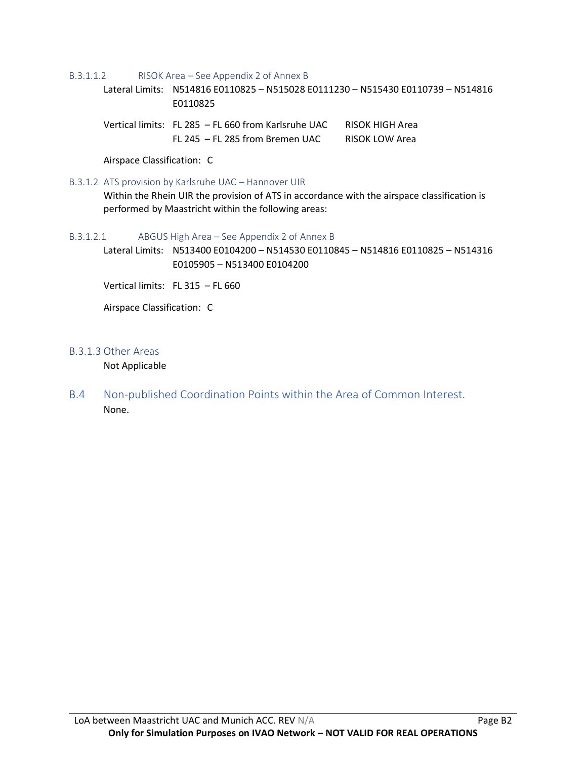#### B.3.1.1.2 RISOK Area – See Appendix 2 of Annex B

Lateral Limits: N514816 E0110825 – N515028 E0111230 – N515430 E0110739 – N514816 E0110825

Vertical limits: FL 285 – FL 660 from Karlsruhe UAC RISOK HIGH Area
FL 245 – FL 285 from Bremen UAC RISOK LOW Area

Airspace Classification: C

### B.3.1.2 ATS provision by Karlsruhe UAC – Hannover UIR

Within the Rhein UIR the provision of ATS in accordance with the airspace classification is performed by Maastricht within the following areas:

#### B.3.1.2.1 ABGUS High Area – See Appendix 2 of Annex B

Lateral Limits: N513400 E0104200 – N514530 E0110845 – N514816 E0110825 – N514316 E0105905 – N513400 E0104200

Vertical limits: FL 315 – FL 660

Airspace Classification: C

### B.3.1.3 Other Areas

Not Applicable

## B.4 Non-published Coordination Points within the Area of Common Interest.

None.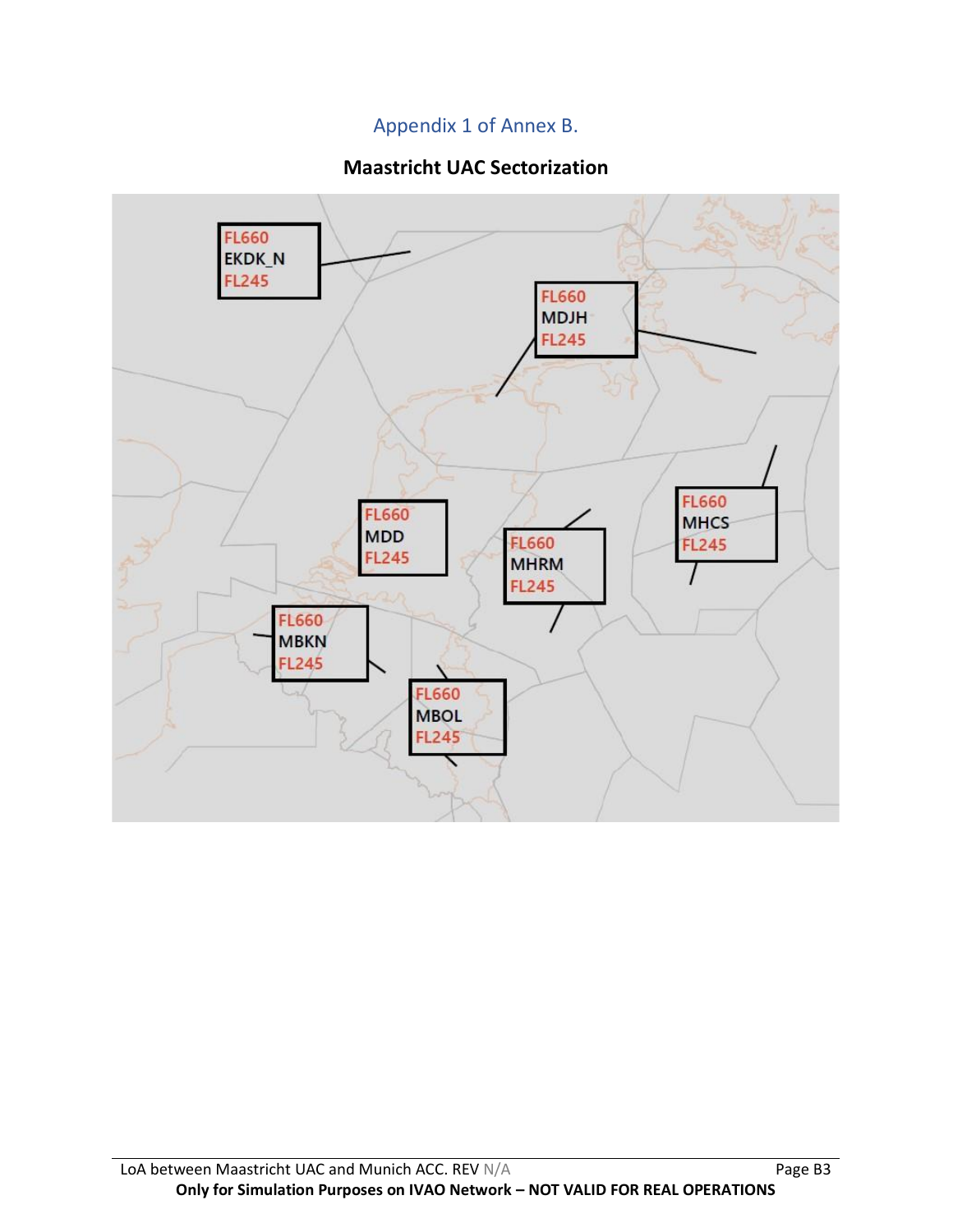## Appendix 1 of Annex B.

### Maastricht UAC Sectorization

FL660
EKDK_N
FL245

FL660
MDJH
FL245

FL660
MHCS
FL245

FL660
MDD
FL245

FL660
MHRM
FL245

FL660
MBKN
FL245

FL660
MBOL
FL245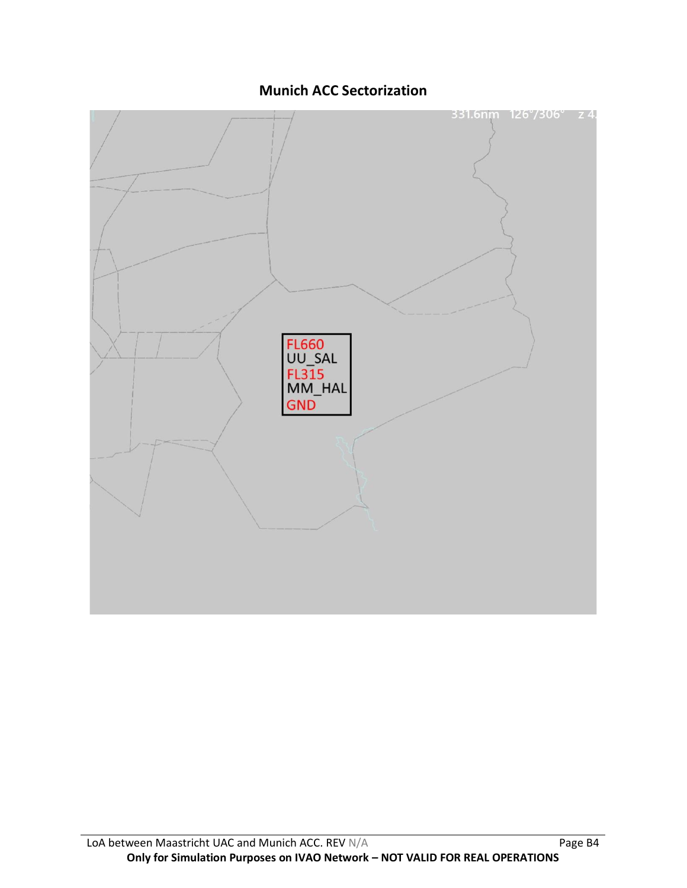## Munich ACC Sectorization

331.6nm 126°/306° z 4.

FL660
UU_SAL
FL315
MM_HAL
GND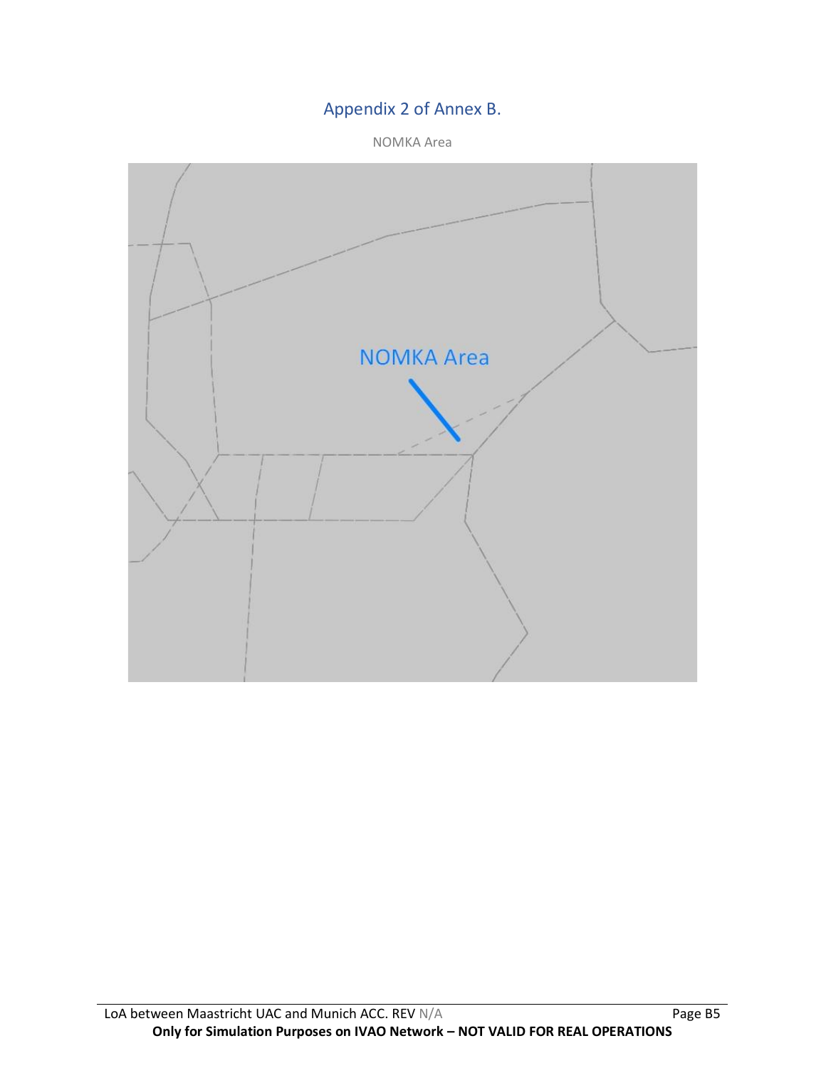## Appendix 2 of Annex B.

NOMKA Area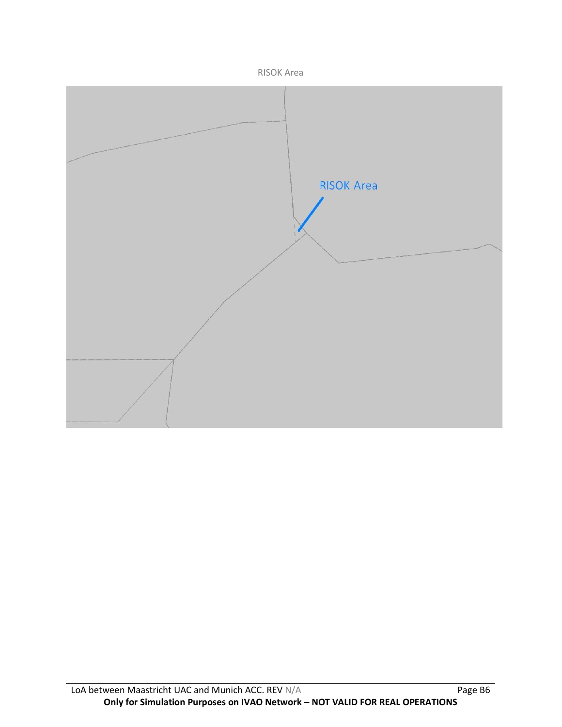RISOK Area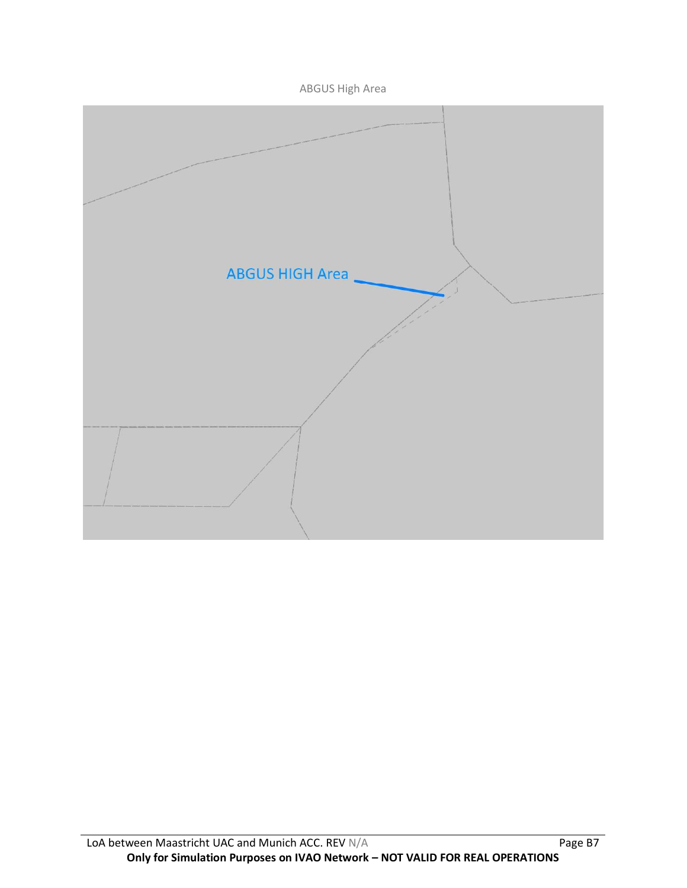ABGUS High Area

ABGUS HIGH Area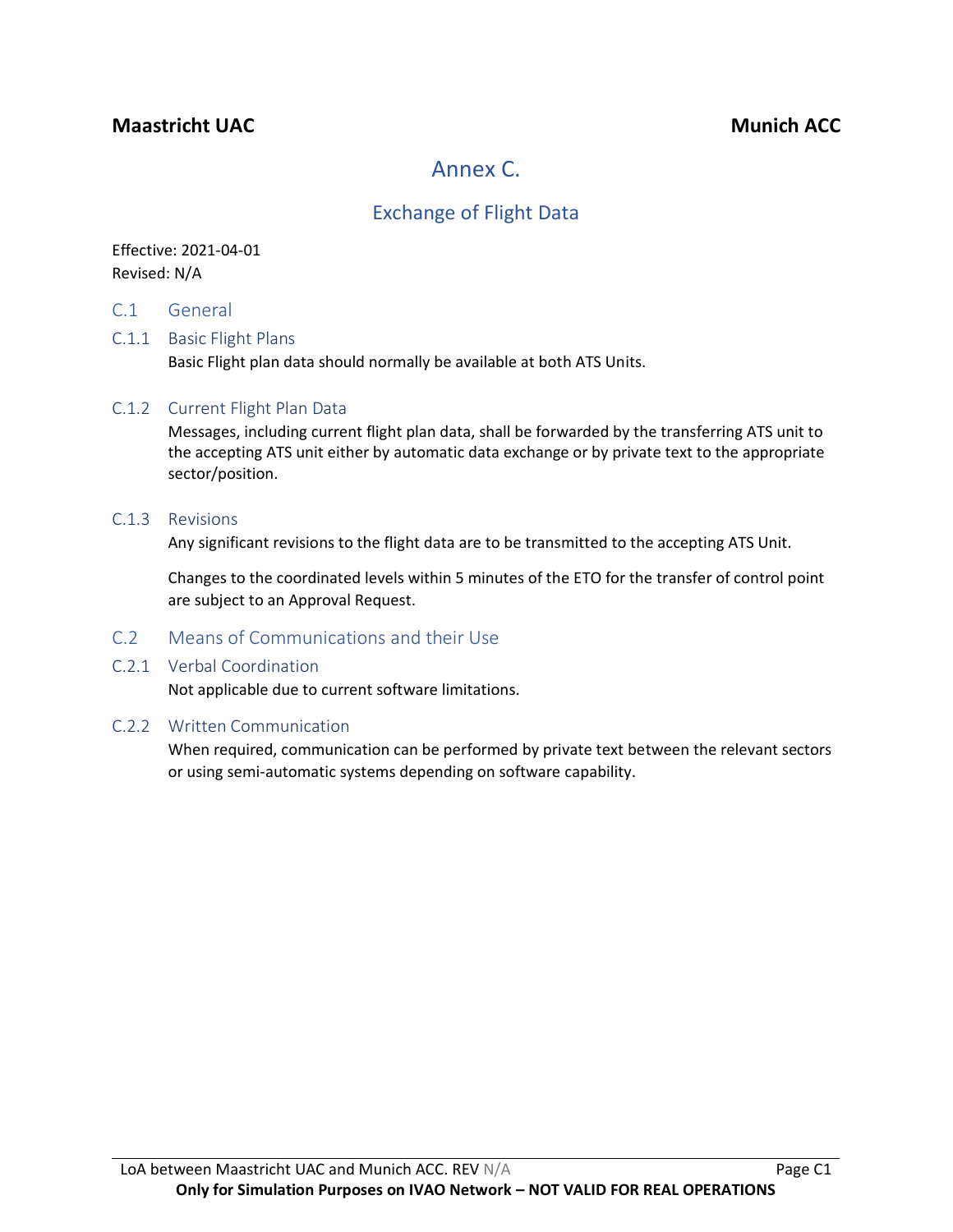# Annex C.

## Exchange of Flight Data

Effective: 2021-04-01
Revised: N/A

### C.1 General

#### C.1.1 Basic Flight Plans

Basic Flight plan data should normally be available at both ATS Units.

#### C.1.2 Current Flight Plan Data

Messages, including current flight plan data, shall be forwarded by the transferring ATS unit to the accepting ATS unit either by automatic data exchange or by private text to the appropriate sector/position.

#### C.1.3 Revisions

Any significant revisions to the flight data are to be transmitted to the accepting ATS Unit.

Changes to the coordinated levels within 5 minutes of the ETO for the transfer of control point are subject to an Approval Request.

### C.2 Means of Communications and their Use

#### C.2.1 Verbal Coordination

Not applicable due to current software limitations.

#### C.2.2 Written Communication

When required, communication can be performed by private text between the relevant sectors or using semi-automatic systems depending on software capability.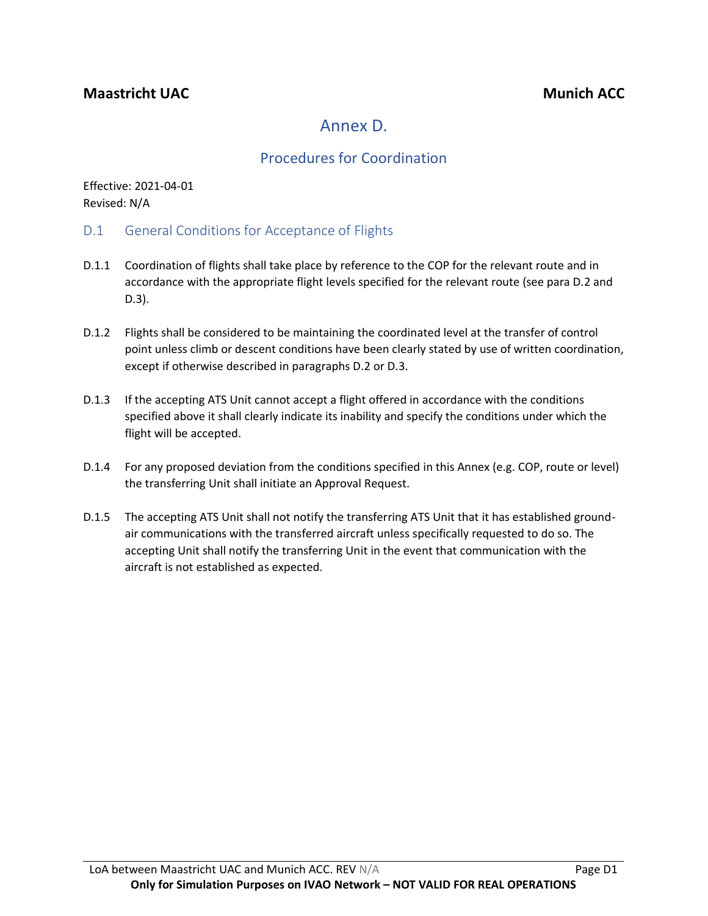**Maastricht UAC** **Munich ACC**

# Annex D.

## Procedures for Coordination

Effective: 2021-04-01
Revised: N/A

### D.1 General Conditions for Acceptance of Flights

D.1.1 Coordination of flights shall take place by reference to the COP for the relevant route and in accordance with the appropriate flight levels specified for the relevant route (see para D.2 and D.3).

D.1.2 Flights shall be considered to be maintaining the coordinated level at the transfer of control point unless climb or descent conditions have been clearly stated by use of written coordination, except if otherwise described in paragraphs D.2 or D.3.

D.1.3 If the accepting ATS Unit cannot accept a flight offered in accordance with the conditions specified above it shall clearly indicate its inability and specify the conditions under which the flight will be accepted.

D.1.4 For any proposed deviation from the conditions specified in this Annex (e.g. COP, route or level) the transferring Unit shall initiate an Approval Request.

D.1.5 The accepting ATS Unit shall not notify the transferring ATS Unit that it has established ground-air communications with the transferred aircraft unless specifically requested to do so. The accepting Unit shall notify the transferring Unit in the event that communication with the aircraft is not established as expected.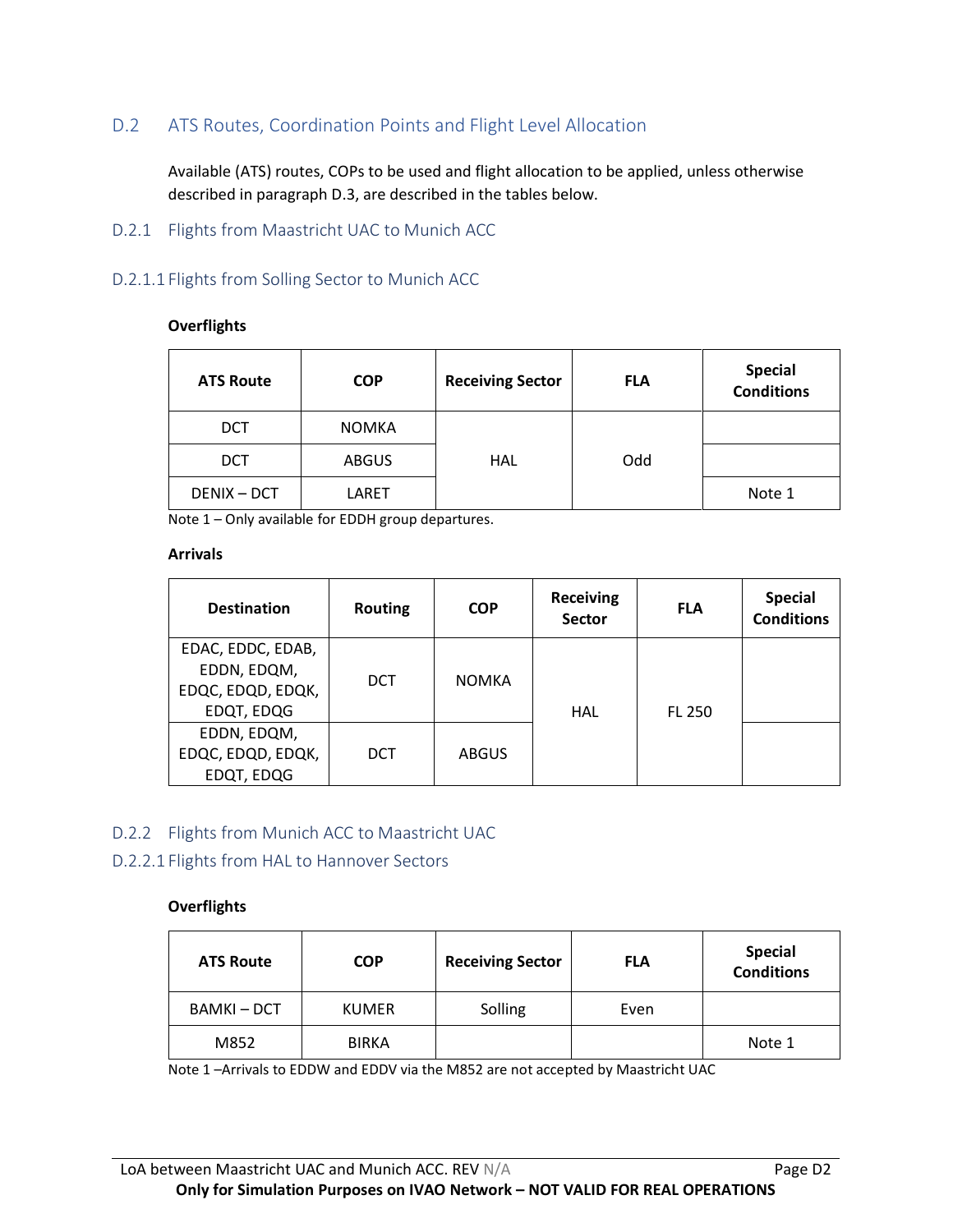## D.2 ATS Routes, Coordination Points and Flight Level Allocation

Available (ATS) routes, COPs to be used and flight allocation to be applied, unless otherwise described in paragraph D.3, are described in the tables below.

### D.2.1 Flights from Maastricht UAC to Munich ACC

#### D.2.1.1 Flights from Solling Sector to Munich ACC

**Overflights**

| ATS Route | COP | Receiving Sector | FLA | Special Conditions |
|---|---|---|---|---|
| DCT | NOMKA | HAL | Odd | |
| DCT | ABGUS | HAL | Odd | |
| DENIX – DCT | LARET | HAL | Odd | Note 1 |

Note 1 – Only available for EDDH group departures.

**Arrivals**

| Destination | Routing | COP | Receiving Sector | FLA | Special Conditions |
|---|---|---|---|---|---|
| EDAC, EDDC, EDAB, EDDN, EDQM, EDQC, EDQD, EDQK, EDQT, EDQG | DCT | NOMKA | HAL | FL 250 | |
| EDDN, EDQM, EDQC, EDQD, EDQK, EDQT, EDQG | DCT | ABGUS | HAL | FL 250 | |

### D.2.2 Flights from Munich ACC to Maastricht UAC

#### D.2.2.1 Flights from HAL to Hannover Sectors

**Overflights**

| ATS Route | COP | Receiving Sector | FLA | Special Conditions |
|---|---|---|---|---|
| BAMKI – DCT | KUMER | Solling | Even | |
| M852 | BIRKA | | | Note 1 |

Note 1 –Arrivals to EDDW and EDDV via the M852 are not accepted by Maastricht UAC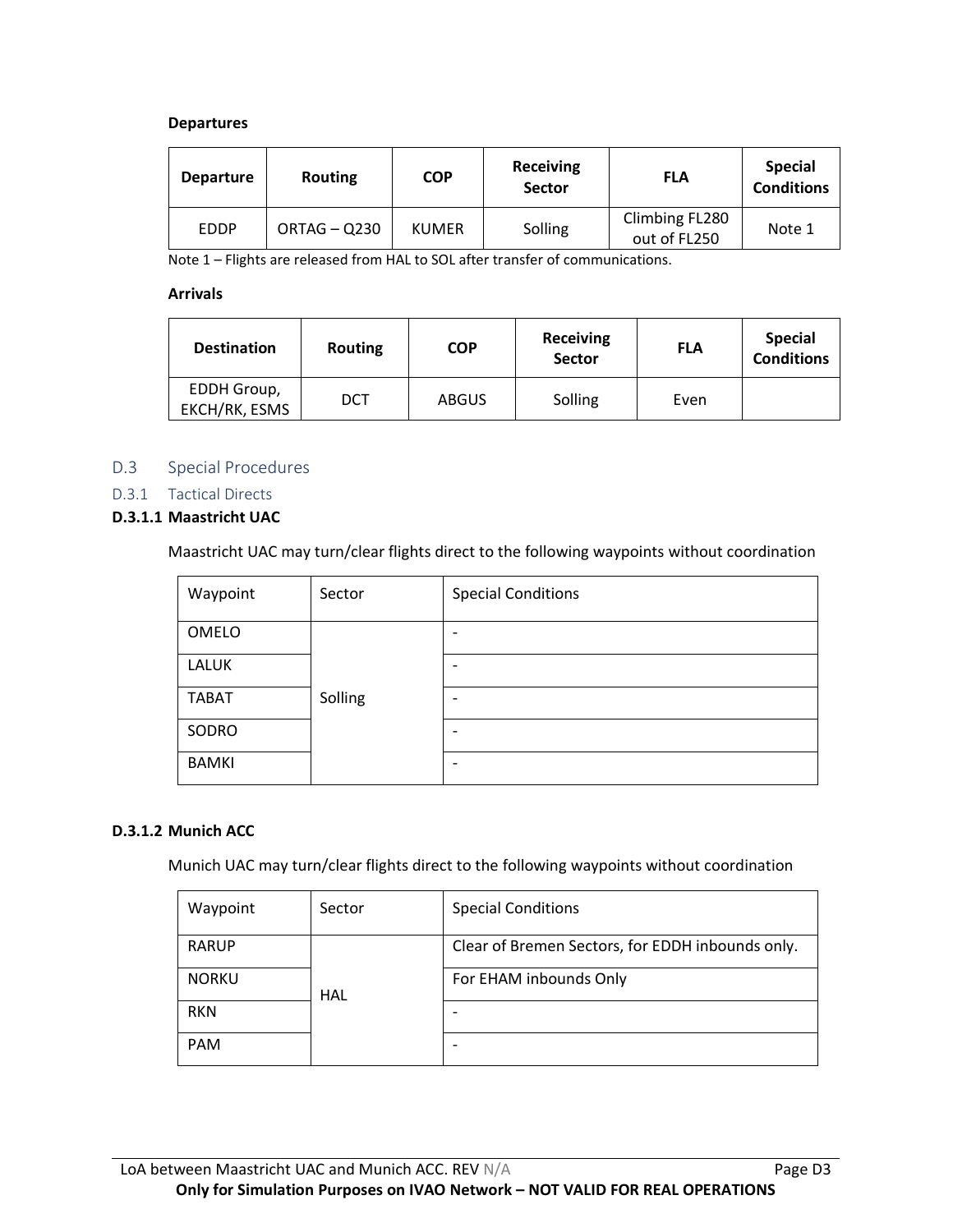**Departures**

| Departure | Routing | COP | Receiving Sector | FLA | Special Conditions |
|---|---|---|---|---|---|
| EDDP | ORTAG – Q230 | KUMER | Solling | Climbing FL280 out of FL250 | Note 1 |

Note 1 – Flights are released from HAL to SOL after transfer of communications.

**Arrivals**

| Destination | Routing | COP | Receiving Sector | FLA | Special Conditions |
|---|---|---|---|---|---|
| EDDH Group, EKCH/RK, ESMS | DCT | ABGUS | Solling | Even | |

## D.3 Special Procedures

### D.3.1 Tactical Directs

#### D.3.1.1 Maastricht UAC

Maastricht UAC may turn/clear flights direct to the following waypoints without coordination

| Waypoint | Sector | Special Conditions |
|---|---|---|
| OMELO | Solling | - |
| LALUK | | - |
| TABAT | | - |
| SODRO | | - |
| BAMKI | | - |

#### D.3.1.2 Munich ACC

Munich UAC may turn/clear flights direct to the following waypoints without coordination

| Waypoint | Sector | Special Conditions |
|---|---|---|
| RARUP | HAL | Clear of Bremen Sectors, for EDDH inbounds only. |
| NORKU | | For EHAM inbounds Only |
| RKN | | - |
| PAM | | - |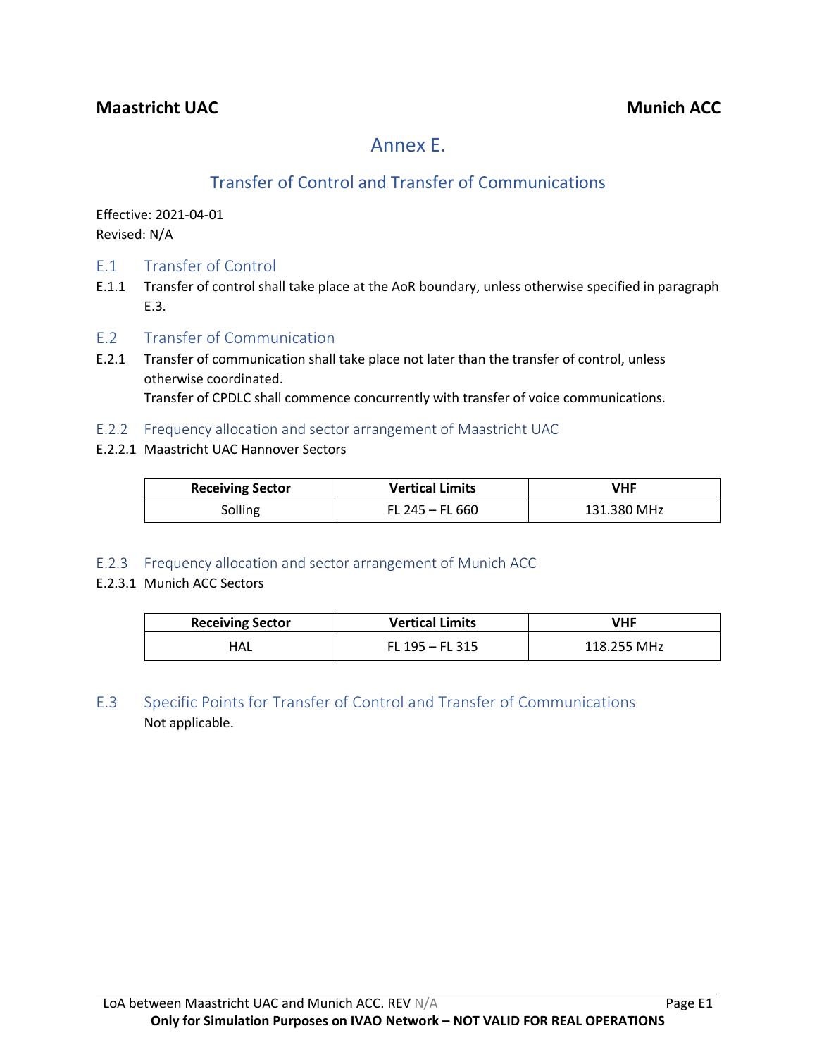**Maastricht UAC** **Munich ACC**

# Annex E.

## Transfer of Control and Transfer of Communications

Effective: 2021-04-01
Revised: N/A

### E.1 Transfer of Control

E.1.1 Transfer of control shall take place at the AoR boundary, unless otherwise specified in paragraph E.3.

### E.2 Transfer of Communication

E.2.1 Transfer of communication shall take place not later than the transfer of control, unless otherwise coordinated.
Transfer of CPDLC shall commence concurrently with transfer of voice communications.

#### E.2.2 Frequency allocation and sector arrangement of Maastricht UAC

E.2.2.1 Maastricht UAC Hannover Sectors

| Receiving Sector | Vertical Limits | VHF |
|---|---|---|
| Solling | FL 245 – FL 660 | 131.380 MHz |

#### E.2.3 Frequency allocation and sector arrangement of Munich ACC

E.2.3.1 Munich ACC Sectors

| Receiving Sector | Vertical Limits | VHF |
|---|---|---|
| HAL | FL 195 – FL 315 | 118.255 MHz |

### E.3 Specific Points for Transfer of Control and Transfer of Communications

Not applicable.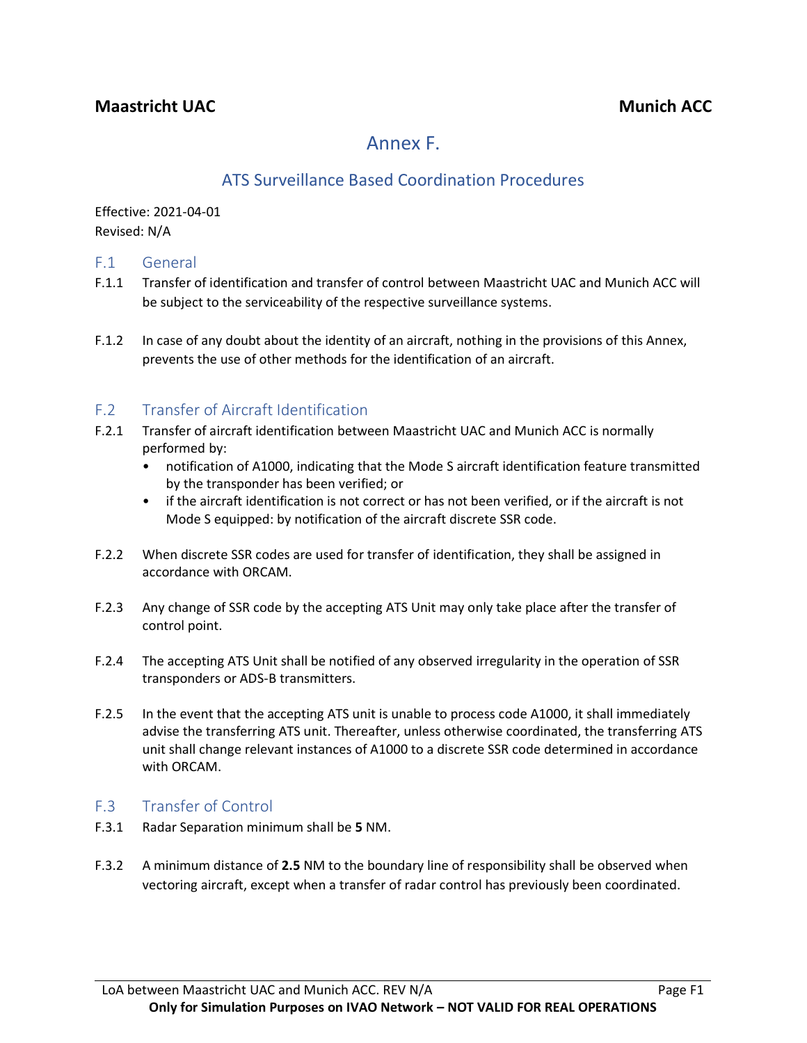**Maastricht UAC** **Munich ACC**

# Annex F.

## ATS Surveillance Based Coordination Procedures

Effective: 2021-04-01
Revised: N/A

### F.1 General

F.1.1 Transfer of identification and transfer of control between Maastricht UAC and Munich ACC will be subject to the serviceability of the respective surveillance systems.

F.1.2 In case of any doubt about the identity of an aircraft, nothing in the provisions of this Annex, prevents the use of other methods for the identification of an aircraft.

### F.2 Transfer of Aircraft Identification

F.2.1 Transfer of aircraft identification between Maastricht UAC and Munich ACC is normally performed by:

- notification of A1000, indicating that the Mode S aircraft identification feature transmitted by the transponder has been verified; or
- if the aircraft identification is not correct or has not been verified, or if the aircraft is not Mode S equipped: by notification of the aircraft discrete SSR code.

F.2.2 When discrete SSR codes are used for transfer of identification, they shall be assigned in accordance with ORCAM.

F.2.3 Any change of SSR code by the accepting ATS Unit may only take place after the transfer of control point.

F.2.4 The accepting ATS Unit shall be notified of any observed irregularity in the operation of SSR transponders or ADS-B transmitters.

F.2.5 In the event that the accepting ATS unit is unable to process code A1000, it shall immediately advise the transferring ATS unit. Thereafter, unless otherwise coordinated, the transferring ATS unit shall change relevant instances of A1000 to a discrete SSR code determined in accordance with ORCAM.

### F.3 Transfer of Control

F.3.1 Radar Separation minimum shall be **5** NM.

F.3.2 A minimum distance of **2.5** NM to the boundary line of responsibility shall be observed when vectoring aircraft, except when a transfer of radar control has previously been coordinated.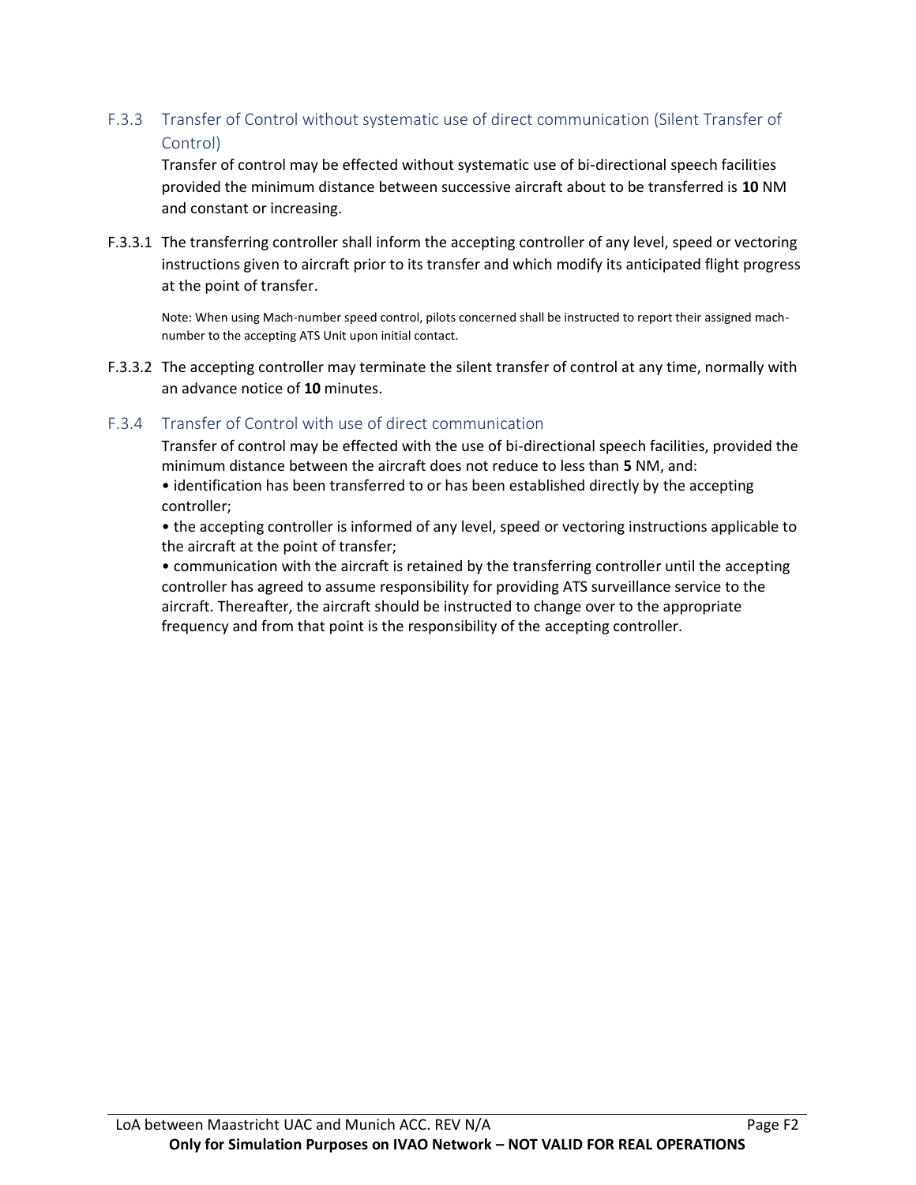### F.3.3 Transfer of Control without systematic use of direct communication (Silent Transfer of Control)

Transfer of control may be effected without systematic use of bi-directional speech facilities provided the minimum distance between successive aircraft about to be transferred is **10** NM and constant or increasing.

F.3.3.1 The transferring controller shall inform the accepting controller of any level, speed or vectoring instructions given to aircraft prior to its transfer and which modify its anticipated flight progress at the point of transfer.

Note: When using Mach-number speed control, pilots concerned shall be instructed to report their assigned mach-number to the accepting ATS Unit upon initial contact.

F.3.3.2 The accepting controller may terminate the silent transfer of control at any time, normally with an advance notice of **10** minutes.

### F.3.4 Transfer of Control with use of direct communication

Transfer of control may be effected with the use of bi-directional speech facilities, provided the minimum distance between the aircraft does not reduce to less than **5** NM, and:

- identification has been transferred to or has been established directly by the accepting controller;
- the accepting controller is informed of any level, speed or vectoring instructions applicable to the aircraft at the point of transfer;
- communication with the aircraft is retained by the transferring controller until the accepting controller has agreed to assume responsibility for providing ATS surveillance service to the aircraft. Thereafter, the aircraft should be instructed to change over to the appropriate frequency and from that point is the responsibility of the accepting controller.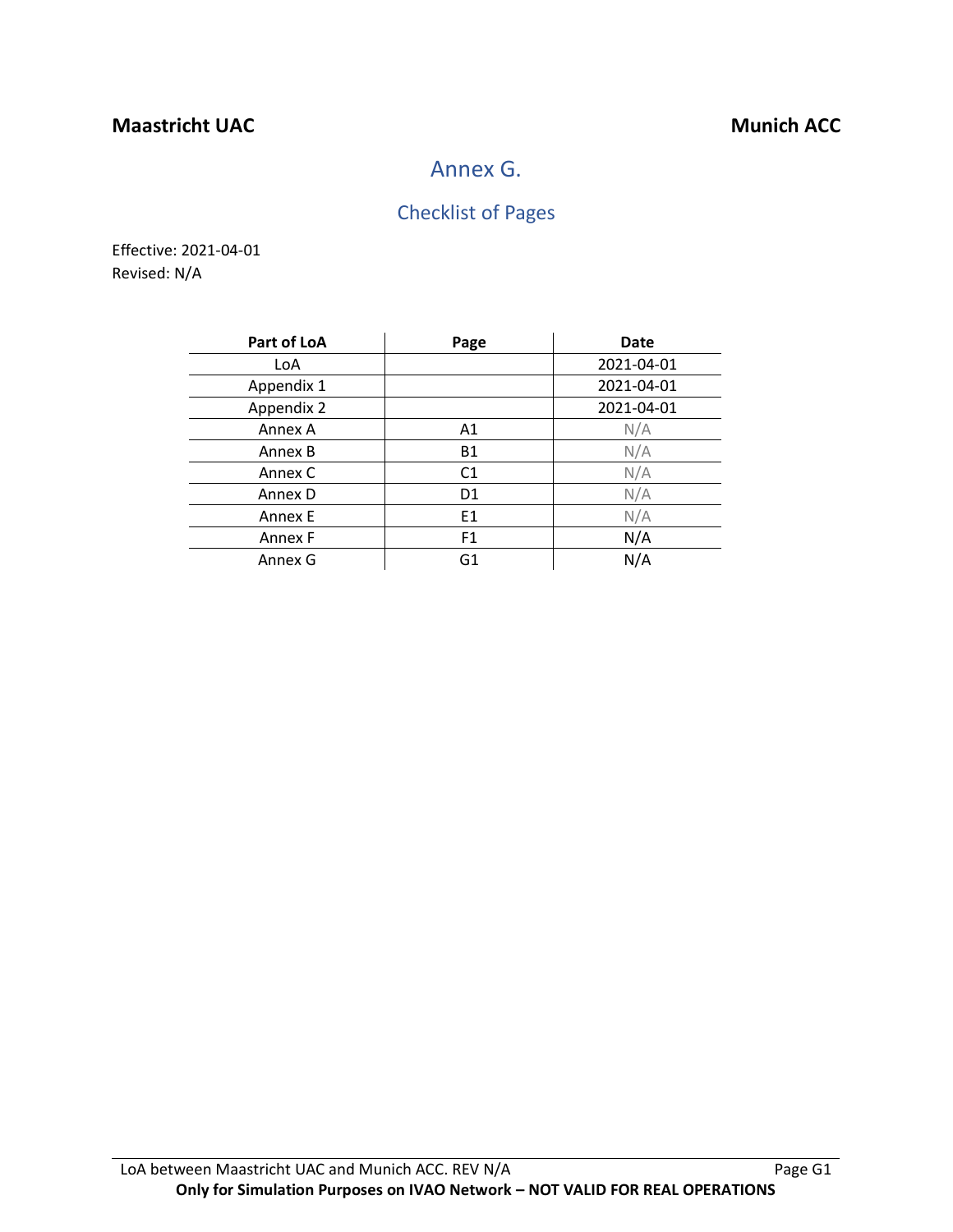**Maastricht UAC** **Munich ACC**

# Annex G.

## Checklist of Pages

Effective: 2021-04-01
Revised: N/A

| Part of LoA | Page | Date |
|---|---|---|
| LoA | | 2021-04-01 |
| Appendix 1 | | 2021-04-01 |
| Appendix 2 | | 2021-04-01 |
| Annex A | A1 | N/A |
| Annex B | B1 | N/A |
| Annex C | C1 | N/A |
| Annex D | D1 | N/A |
| Annex E | E1 | N/A |
| Annex F | F1 | N/A |
| Annex G | G1 | N/A |